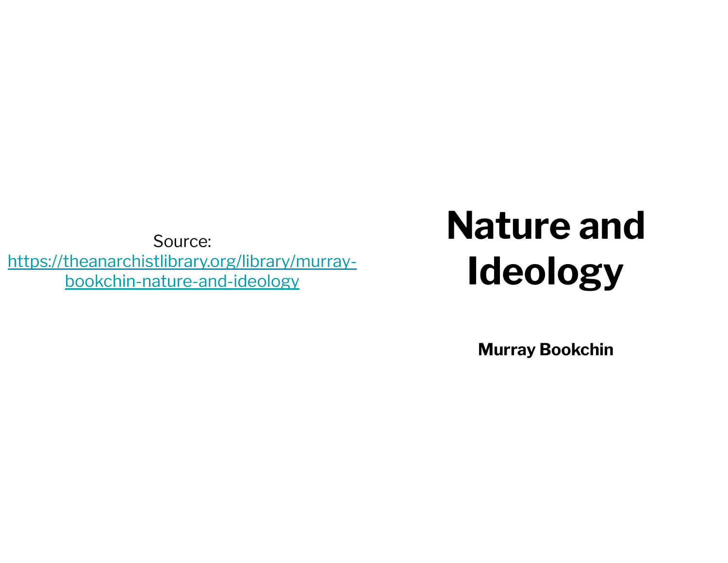Source: [https://theanarchistlibrary.org/library/murray-bookchin-nature-and-ideology](https://theanarchistlibrary.org/library/murray-bookchin-nature-and-ideology)

# Nature and Ideology

**Murray Bookchin**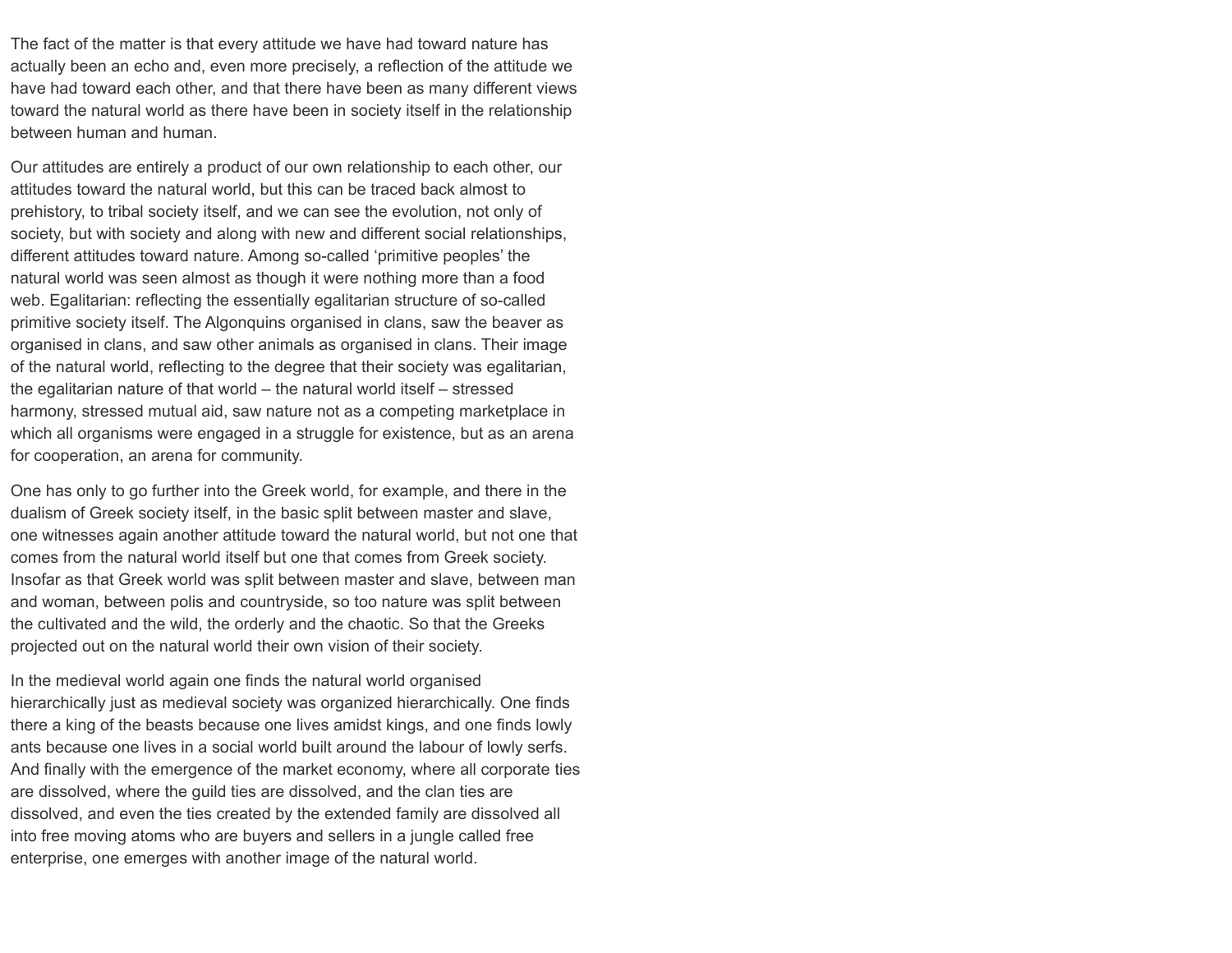The fact of the matter is that every attitude we have had toward nature has actually been an echo and, even more precisely, a reflection of the attitude we have had toward each other, and that there have been as many different views toward the natural world as there have been in society itself in the relationship between human and human.

Our attitudes are entirely a product of our own relationship to each other, our attitudes toward the natural world, but this can be traced back almost to prehistory, to tribal society itself, and we can see the evolution, not only of society, but with society and along with new and different social relationships, different attitudes toward nature. Among so-called 'primitive peoples' the natural world was seen almost as though it were nothing more than a food web. Egalitarian: reflecting the essentially egalitarian structure of so-called primitive society itself. The Algonquins organised in clans, saw the beaver as organised in clans, and saw other animals as organised in clans. Their image of the natural world, reflecting to the degree that their society was egalitarian, the egalitarian nature of that world – the natural world itself – stressed harmony, stressed mutual aid, saw nature not as a competing marketplace in which all organisms were engaged in a struggle for existence, but as an arena for cooperation, an arena for community.

One has only to go further into the Greek world, for example, and there in the dualism of Greek society itself, in the basic split between master and slave, one witnesses again another attitude toward the natural world, but not one that comes from the natural world itself but one that comes from Greek society. Insofar as that Greek world was split between master and slave, between man and woman, between polis and countryside, so too nature was split between the cultivated and the wild, the orderly and the chaotic. So that the Greeks projected out on the natural world their own vision of their society.

In the medieval world again one finds the natural world organised hierarchically just as medieval society was organized hierarchically. One finds there a king of the beasts because one lives amidst kings, and one finds lowly ants because one lives in a social world built around the labour of lowly serfs. And finally with the emergence of the market economy, where all corporate ties are dissolved, where the guild ties are dissolved, and the clan ties are dissolved, and even the ties created by the extended family are dissolved all into free moving atoms who are buyers and sellers in a jungle called free enterprise, one emerges with another image of the natural world.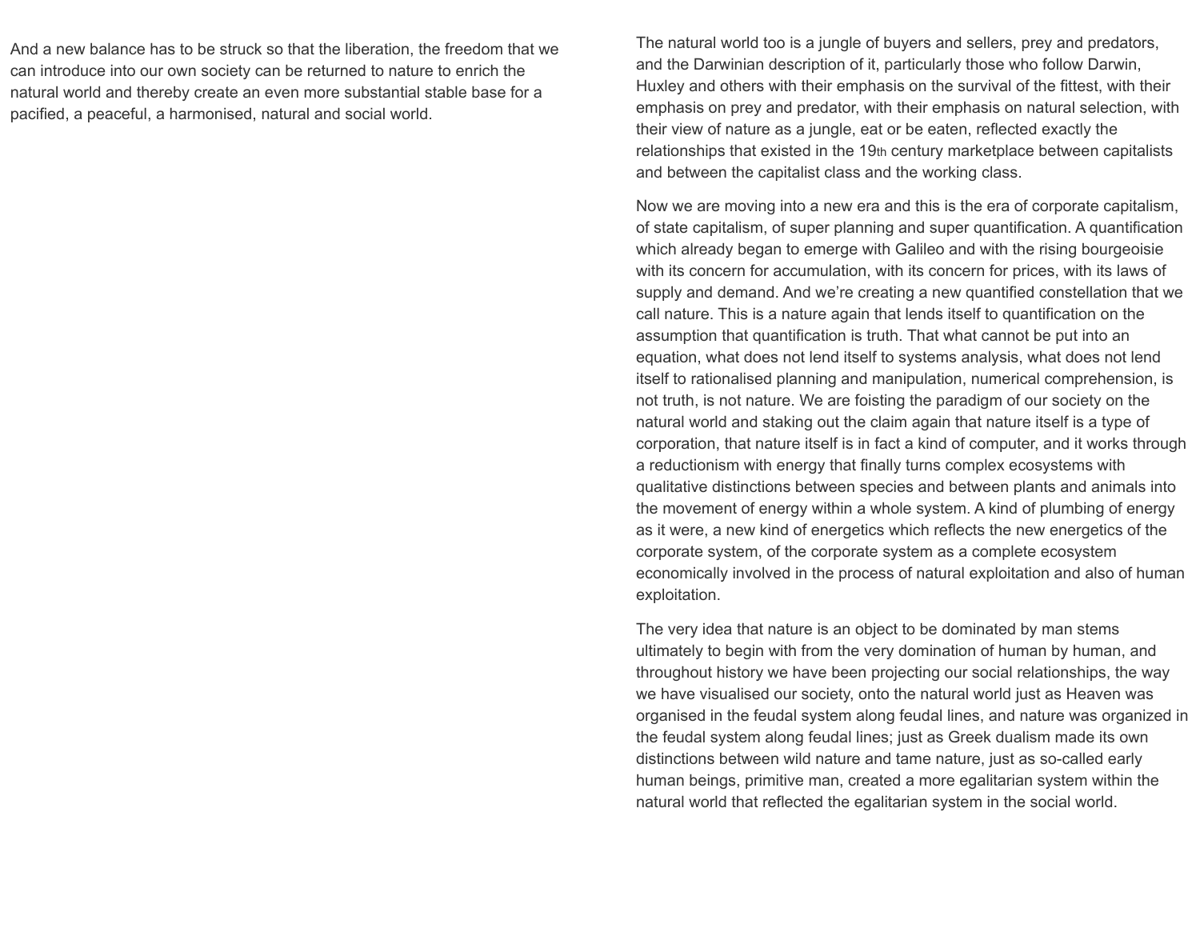And a new balance has to be struck so that the liberation, the freedom that we can introduce into our own society can be returned to nature to enrich the natural world and thereby create an even more substantial stable base for a pacified, a peaceful, a harmonised, natural and social world.

The natural world too is a jungle of buyers and sellers, prey and predators, and the Darwinian description of it, particularly those who follow Darwin, Huxley and others with their emphasis on the survival of the fittest, with their emphasis on prey and predator, with their emphasis on natural selection, with their view of nature as a jungle, eat or be eaten, reflected exactly the relationships that existed in the 19th century marketplace between capitalists and between the capitalist class and the working class.

Now we are moving into a new era and this is the era of corporate capitalism, of state capitalism, of super planning and super quantification. A quantification which already began to emerge with Galileo and with the rising bourgeoisie with its concern for accumulation, with its concern for prices, with its laws of supply and demand. And we're creating a new quantified constellation that we call nature. This is a nature again that lends itself to quantification on the assumption that quantification is truth. That what cannot be put into an equation, what does not lend itself to systems analysis, what does not lend itself to rationalised planning and manipulation, numerical comprehension, is not truth, is not nature. We are foisting the paradigm of our society on the natural world and staking out the claim again that nature itself is a type of corporation, that nature itself is in fact a kind of computer, and it works through a reductionism with energy that finally turns complex ecosystems with qualitative distinctions between species and between plants and animals into the movement of energy within a whole system. A kind of plumbing of energy as it were, a new kind of energetics which reflects the new energetics of the corporate system, of the corporate system as a complete ecosystem economically involved in the process of natural exploitation and also of human exploitation.

The very idea that nature is an object to be dominated by man stems ultimately to begin with from the very domination of human by human, and throughout history we have been projecting our social relationships, the way we have visualised our society, onto the natural world just as Heaven was organised in the feudal system along feudal lines, and nature was organized in the feudal system along feudal lines; just as Greek dualism made its own distinctions between wild nature and tame nature, just as so-called early human beings, primitive man, created a more egalitarian system within the natural world that reflected the egalitarian system in the social world.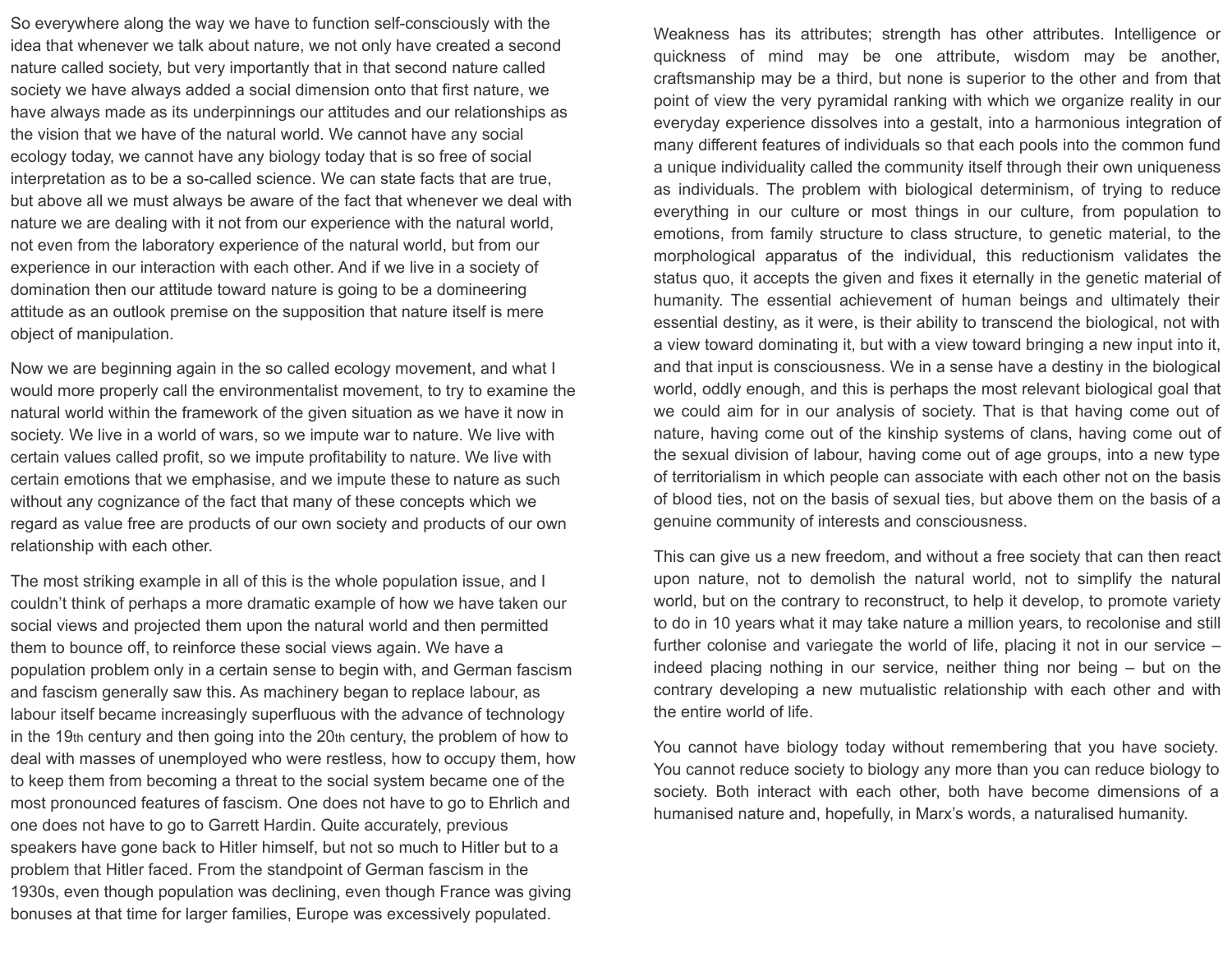So everywhere along the way we have to function self-consciously with the idea that whenever we talk about nature, we not only have created a second nature called society, but very importantly that in that second nature called society we have always added a social dimension onto that first nature, we have always made as its underpinnings our attitudes and our relationships as the vision that we have of the natural world. We cannot have any social ecology today, we cannot have any biology today that is so free of social interpretation as to be a so-called science. We can state facts that are true, but above all we must always be aware of the fact that whenever we deal with nature we are dealing with it not from our experience with the natural world, not even from the laboratory experience of the natural world, but from our experience in our interaction with each other. And if we live in a society of domination then our attitude toward nature is going to be a domineering attitude as an outlook premise on the supposition that nature itself is mere object of manipulation.

Now we are beginning again in the so called ecology movement, and what I would more properly call the environmentalist movement, to try to examine the natural world within the framework of the given situation as we have it now in society. We live in a world of wars, so we impute war to nature. We live with certain values called profit, so we impute profitability to nature. We live with certain emotions that we emphasise, and we impute these to nature as such without any cognizance of the fact that many of these concepts which we regard as value free are products of our own society and products of our own relationship with each other.

The most striking example in all of this is the whole population issue, and I couldn't think of perhaps a more dramatic example of how we have taken our social views and projected them upon the natural world and then permitted them to bounce off, to reinforce these social views again. We have a population problem only in a certain sense to begin with, and German fascism and fascism generally saw this. As machinery began to replace labour, as labour itself became increasingly superfluous with the advance of technology in the 19th century and then going into the 20th century, the problem of how to deal with masses of unemployed who were restless, how to occupy them, how to keep them from becoming a threat to the social system became one of the most pronounced features of fascism. One does not have to go to Ehrlich and one does not have to go to Garrett Hardin. Quite accurately, previous speakers have gone back to Hitler himself, but not so much to Hitler but to a problem that Hitler faced. From the standpoint of German fascism in the 1930s, even though population was declining, even though France was giving bonuses at that time for larger families, Europe was excessively populated.

Weakness has its attributes; strength has other attributes. Intelligence or quickness of mind may be one attribute, wisdom may be another, craftsmanship may be a third, but none is superior to the other and from that point of view the very pyramidal ranking with which we organize reality in our everyday experience dissolves into a gestalt, into a harmonious integration of many different features of individuals so that each pools into the common fund a unique individuality called the community itself through their own uniqueness as individuals. The problem with biological determinism, of trying to reduce everything in our culture or most things in our culture, from population to emotions, from family structure to class structure, to genetic material, to the morphological apparatus of the individual, this reductionism validates the status quo, it accepts the given and fixes it eternally in the genetic material of humanity. The essential achievement of human beings and ultimately their essential destiny, as it were, is their ability to transcend the biological, not with a view toward dominating it, but with a view toward bringing a new input into it, and that input is consciousness. We in a sense have a destiny in the biological world, oddly enough, and this is perhaps the most relevant biological goal that we could aim for in our analysis of society. That is that having come out of nature, having come out of the kinship systems of clans, having come out of the sexual division of labour, having come out of age groups, into a new type of territorialism in which people can associate with each other not on the basis of blood ties, not on the basis of sexual ties, but above them on the basis of a genuine community of interests and consciousness.

This can give us a new freedom, and without a free society that can then react upon nature, not to demolish the natural world, not to simplify the natural world, but on the contrary to reconstruct, to help it develop, to promote variety to do in 10 years what it may take nature a million years, to recolonise and still further colonise and variegate the world of life, placing it not in our service – indeed placing nothing in our service, neither thing nor being – but on the contrary developing a new mutualistic relationship with each other and with the entire world of life.

You cannot have biology today without remembering that you have society. You cannot reduce society to biology any more than you can reduce biology to society. Both interact with each other, both have become dimensions of a humanised nature and, hopefully, in Marx's words, a naturalised humanity.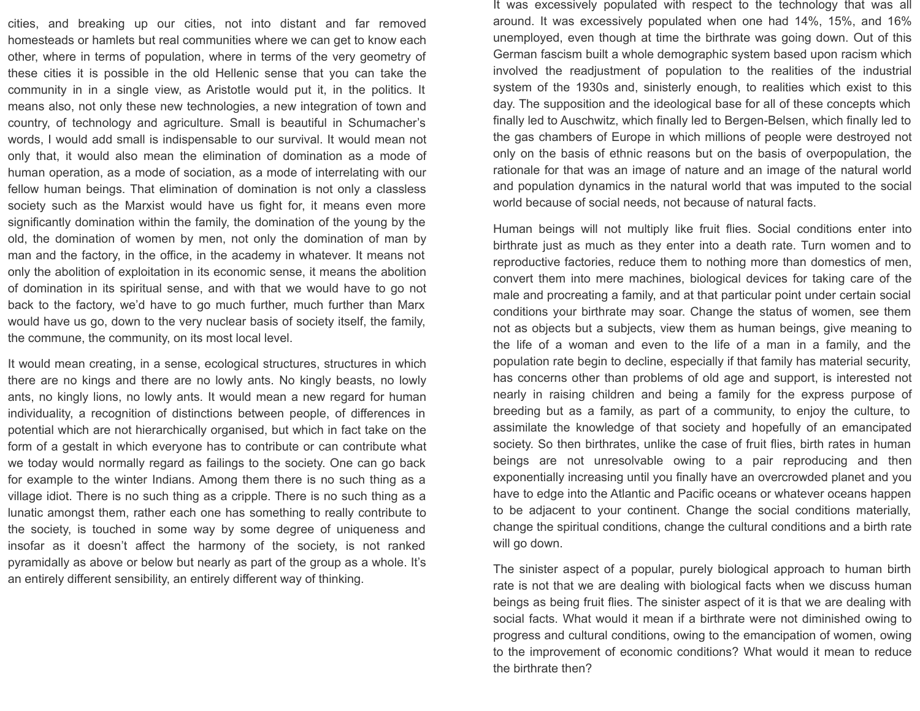cities, and breaking up our cities, not into distant and far removed homesteads or hamlets but real communities where we can get to know each other, where in terms of population, where in terms of the very geometry of these cities it is possible in the old Hellenic sense that you can take the community in in a single view, as Aristotle would put it, in the politics. It means also, not only these new technologies, a new integration of town and country, of technology and agriculture. Small is beautiful in Schumacher's words, I would add small is indispensable to our survival. It would mean not only that, it would also mean the elimination of domination as a mode of human operation, as a mode of sociation, as a mode of interrelating with our fellow human beings. That elimination of domination is not only a classless society such as the Marxist would have us fight for, it means even more significantly domination within the family, the domination of the young by the old, the domination of women by men, not only the domination of man by man and the factory, in the office, in the academy in whatever. It means not only the abolition of exploitation in its economic sense, it means the abolition of domination in its spiritual sense, and with that we would have to go not back to the factory, we'd have to go much further, much further than Marx would have us go, down to the very nuclear basis of society itself, the family, the commune, the community, on its most local level.

It would mean creating, in a sense, ecological structures, structures in which there are no kings and there are no lowly ants. No kingly beasts, no lowly ants, no kingly lions, no lowly ants. It would mean a new regard for human individuality, a recognition of distinctions between people, of differences in potential which are not hierarchically organised, but which in fact take on the form of a gestalt in which everyone has to contribute or can contribute what we today would normally regard as failings to the society. One can go back for example to the winter Indians. Among them there is no such thing as a village idiot. There is no such thing as a cripple. There is no such thing as a lunatic amongst them, rather each one has something to really contribute to the society, is touched in some way by some degree of uniqueness and insofar as it doesn't affect the harmony of the society, is not ranked pyramidally as above or below but nearly as part of the group as a whole. It's an entirely different sensibility, an entirely different way of thinking.

It was excessively populated with respect to the technology that was all around. It was excessively populated when one had 14%, 15%, and 16% unemployed, even though at time the birthrate was going down. Out of this German fascism built a whole demographic system based upon racism which involved the readjustment of population to the realities of the industrial system of the 1930s and, sinisterly enough, to realities which exist to this day. The supposition and the ideological base for all of these concepts which finally led to Auschwitz, which finally led to Bergen-Belsen, which finally led to the gas chambers of Europe in which millions of people were destroyed not only on the basis of ethnic reasons but on the basis of overpopulation, the rationale for that was an image of nature and an image of the natural world and population dynamics in the natural world that was imputed to the social world because of social needs, not because of natural facts.

Human beings will not multiply like fruit flies. Social conditions enter into birthrate just as much as they enter into a death rate. Turn women and to reproductive factories, reduce them to nothing more than domestics of men, convert them into mere machines, biological devices for taking care of the male and procreating a family, and at that particular point under certain social conditions your birthrate may soar. Change the status of women, see them not as objects but a subjects, view them as human beings, give meaning to the life of a woman and even to the life of a man in a family, and the population rate begin to decline, especially if that family has material security, has concerns other than problems of old age and support, is interested not nearly in raising children and being a family for the express purpose of breeding but as a family, as part of a community, to enjoy the culture, to assimilate the knowledge of that society and hopefully of an emancipated society. So then birthrates, unlike the case of fruit flies, birth rates in human beings are not unresolvable owing to a pair reproducing and then exponentially increasing until you finally have an overcrowded planet and you have to edge into the Atlantic and Pacific oceans or whatever oceans happen to be adjacent to your continent. Change the social conditions materially, change the spiritual conditions, change the cultural conditions and a birth rate will go down.

The sinister aspect of a popular, purely biological approach to human birth rate is not that we are dealing with biological facts when we discuss human beings as being fruit flies. The sinister aspect of it is that we are dealing with social facts. What would it mean if a birthrate were not diminished owing to progress and cultural conditions, owing to the emancipation of women, owing to the improvement of economic conditions? What would it mean to reduce the birthrate then?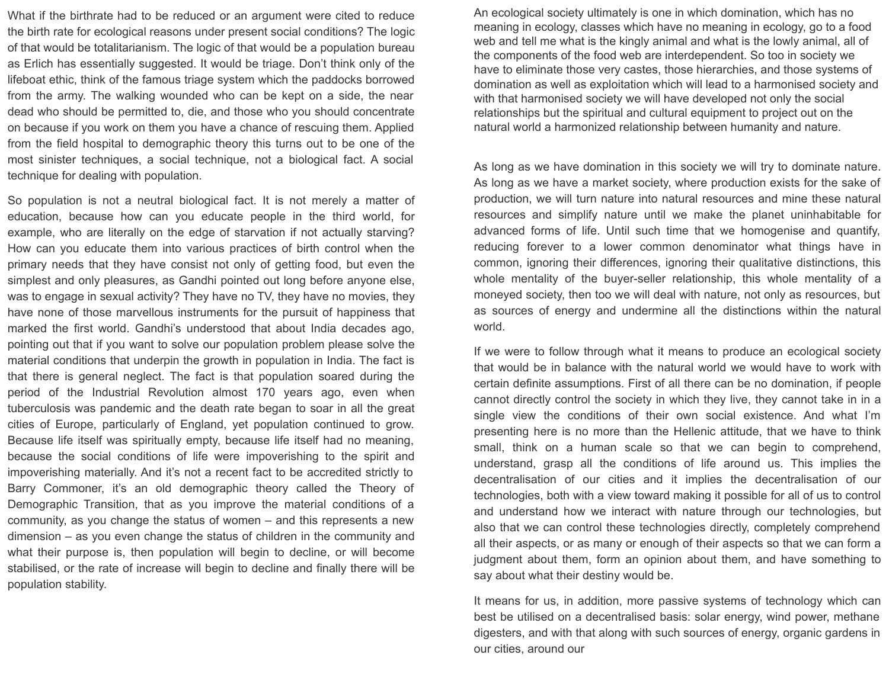What if the birthrate had to be reduced or an argument were cited to reduce the birth rate for ecological reasons under present social conditions? The logic of that would be totalitarianism. The logic of that would be a population bureau as Erlich has essentially suggested. It would be triage. Don't think only of the lifeboat ethic, think of the famous triage system which the paddocks borrowed from the army. The walking wounded who can be kept on a side, the near dead who should be permitted to, die, and those who you should concentrate on because if you work on them you have a chance of rescuing them. Applied from the field hospital to demographic theory this turns out to be one of the most sinister techniques, a social technique, not a biological fact. A social technique for dealing with population.

So population is not a neutral biological fact. It is not merely a matter of education, because how can you educate people in the third world, for example, who are literally on the edge of starvation if not actually starving? How can you educate them into various practices of birth control when the primary needs that they have consist not only of getting food, but even the simplest and only pleasures, as Gandhi pointed out long before anyone else, was to engage in sexual activity? They have no TV, they have no movies, they have none of those marvellous instruments for the pursuit of happiness that marked the first world. Gandhi's understood that about India decades ago, pointing out that if you want to solve our population problem please solve the material conditions that underpin the growth in population in India. The fact is that there is general neglect. The fact is that population soared during the period of the Industrial Revolution almost 170 years ago, even when tuberculosis was pandemic and the death rate began to soar in all the great cities of Europe, particularly of England, yet population continued to grow. Because life itself was spiritually empty, because life itself had no meaning, because the social conditions of life were impoverishing to the spirit and impoverishing materially. And it's not a recent fact to be accredited strictly to Barry Commoner, it's an old demographic theory called the Theory of Demographic Transition, that as you improve the material conditions of a community, as you change the status of women – and this represents a new dimension – as you even change the status of children in the community and what their purpose is, then population will begin to decline, or will become stabilised, or the rate of increase will begin to decline and finally there will be population stability.

An ecological society ultimately is one in which domination, which has no meaning in ecology, classes which have no meaning in ecology, go to a food web and tell me what is the kingly animal and what is the lowly animal, all of the components of the food web are interdependent. So too in society we have to eliminate those very castes, those hierarchies, and those systems of domination as well as exploitation which will lead to a harmonised society and with that harmonised society we will have developed not only the social relationships but the spiritual and cultural equipment to project out on the natural world a harmonized relationship between humanity and nature.

As long as we have domination in this society we will try to dominate nature. As long as we have a market society, where production exists for the sake of production, we will turn nature into natural resources and mine these natural resources and simplify nature until we make the planet uninhabitable for advanced forms of life. Until such time that we homogenise and quantify, reducing forever to a lower common denominator what things have in common, ignoring their differences, ignoring their qualitative distinctions, this whole mentality of the buyer-seller relationship, this whole mentality of a moneyed society, then too we will deal with nature, not only as resources, but as sources of energy and undermine all the distinctions within the natural world.

If we were to follow through what it means to produce an ecological society that would be in balance with the natural world we would have to work with certain definite assumptions. First of all there can be no domination, if people cannot directly control the society in which they live, they cannot take in in a single view the conditions of their own social existence. And what I'm presenting here is no more than the Hellenic attitude, that we have to think small, think on a human scale so that we can begin to comprehend, understand, grasp all the conditions of life around us. This implies the decentralisation of our cities and it implies the decentralisation of our technologies, both with a view toward making it possible for all of us to control and understand how we interact with nature through our technologies, but also that we can control these technologies directly, completely comprehend all their aspects, or as many or enough of their aspects so that we can form a judgment about them, form an opinion about them, and have something to say about what their destiny would be.

It means for us, in addition, more passive systems of technology which can best be utilised on a decentralised basis: solar energy, wind power, methane digesters, and with that along with such sources of energy, organic gardens in our cities, around our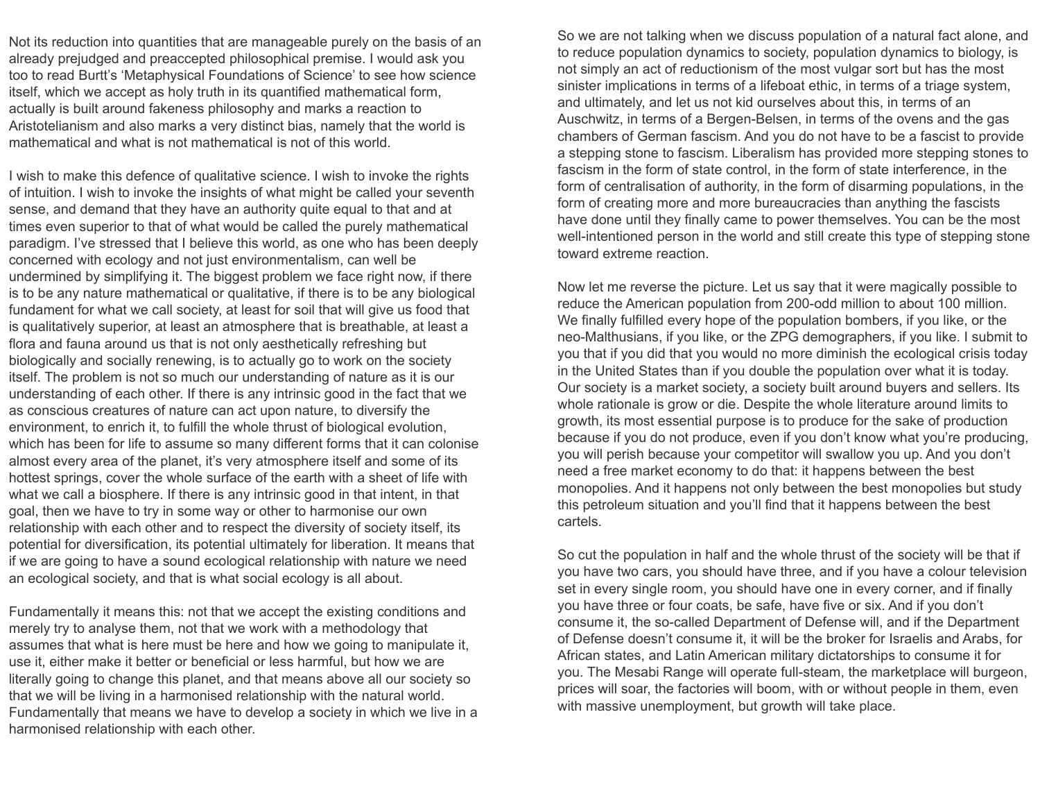Not its reduction into quantities that are manageable purely on the basis of an already prejudged and preaccepted philosophical premise. I would ask you too to read Burtt's 'Metaphysical Foundations of Science' to see how science itself, which we accept as holy truth in its quantified mathematical form, actually is built around fakeness philosophy and marks a reaction to Aristotelianism and also marks a very distinct bias, namely that the world is mathematical and what is not mathematical is not of this world.

I wish to make this defence of qualitative science. I wish to invoke the rights of intuition. I wish to invoke the insights of what might be called your seventh sense, and demand that they have an authority quite equal to that and at times even superior to that of what would be called the purely mathematical paradigm. I've stressed that I believe this world, as one who has been deeply concerned with ecology and not just environmentalism, can well be undermined by simplifying it. The biggest problem we face right now, if there is to be any nature mathematical or qualitative, if there is to be any biological fundament for what we call society, at least for soil that will give us food that is qualitatively superior, at least an atmosphere that is breathable, at least a flora and fauna around us that is not only aesthetically refreshing but biologically and socially renewing, is to actually go to work on the society itself. The problem is not so much our understanding of nature as it is our understanding of each other. If there is any intrinsic good in the fact that we as conscious creatures of nature can act upon nature, to diversify the environment, to enrich it, to fulfill the whole thrust of biological evolution, which has been for life to assume so many different forms that it can colonise almost every area of the planet, it's very atmosphere itself and some of its hottest springs, cover the whole surface of the earth with a sheet of life with what we call a biosphere. If there is any intrinsic good in that intent, in that goal, then we have to try in some way or other to harmonise our own relationship with each other and to respect the diversity of society itself, its potential for diversification, its potential ultimately for liberation. It means that if we are going to have a sound ecological relationship with nature we need an ecological society, and that is what social ecology is all about.

Fundamentally it means this: not that we accept the existing conditions and merely try to analyse them, not that we work with a methodology that assumes that what is here must be here and how we going to manipulate it, use it, either make it better or beneficial or less harmful, but how we are literally going to change this planet, and that means above all our society so that we will be living in a harmonised relationship with the natural world. Fundamentally that means we have to develop a society in which we live in a harmonised relationship with each other.

So we are not talking when we discuss population of a natural fact alone, and to reduce population dynamics to society, population dynamics to biology, is not simply an act of reductionism of the most vulgar sort but has the most sinister implications in terms of a lifeboat ethic, in terms of a triage system, and ultimately, and let us not kid ourselves about this, in terms of an Auschwitz, in terms of a Bergen-Belsen, in terms of the ovens and the gas chambers of German fascism. And you do not have to be a fascist to provide a stepping stone to fascism. Liberalism has provided more stepping stones to fascism in the form of state control, in the form of state interference, in the form of centralisation of authority, in the form of disarming populations, in the form of creating more and more bureaucracies than anything the fascists have done until they finally came to power themselves. You can be the most well-intentioned person in the world and still create this type of stepping stone toward extreme reaction.

Now let me reverse the picture. Let us say that it were magically possible to reduce the American population from 200-odd million to about 100 million. We finally fulfilled every hope of the population bombers, if you like, or the neo-Malthusians, if you like, or the ZPG demographers, if you like. I submit to you that if you did that you would no more diminish the ecological crisis today in the United States than if you double the population over what it is today. Our society is a market society, a society built around buyers and sellers. Its whole rationale is grow or die. Despite the whole literature around limits to growth, its most essential purpose is to produce for the sake of production because if you do not produce, even if you don't know what you're producing, you will perish because your competitor will swallow you up. And you don't need a free market economy to do that: it happens between the best monopolies. And it happens not only between the best monopolies but study this petroleum situation and you'll find that it happens between the best cartels.

So cut the population in half and the whole thrust of the society will be that if you have two cars, you should have three, and if you have a colour television set in every single room, you should have one in every corner, and if finally you have three or four coats, be safe, have five or six. And if you don't consume it, the so-called Department of Defense will, and if the Department of Defense doesn't consume it, it will be the broker for Israelis and Arabs, for African states, and Latin American military dictatorships to consume it for you. The Mesabi Range will operate full-steam, the marketplace will burgeon, prices will soar, the factories will boom, with or without people in them, even with massive unemployment, but growth will take place.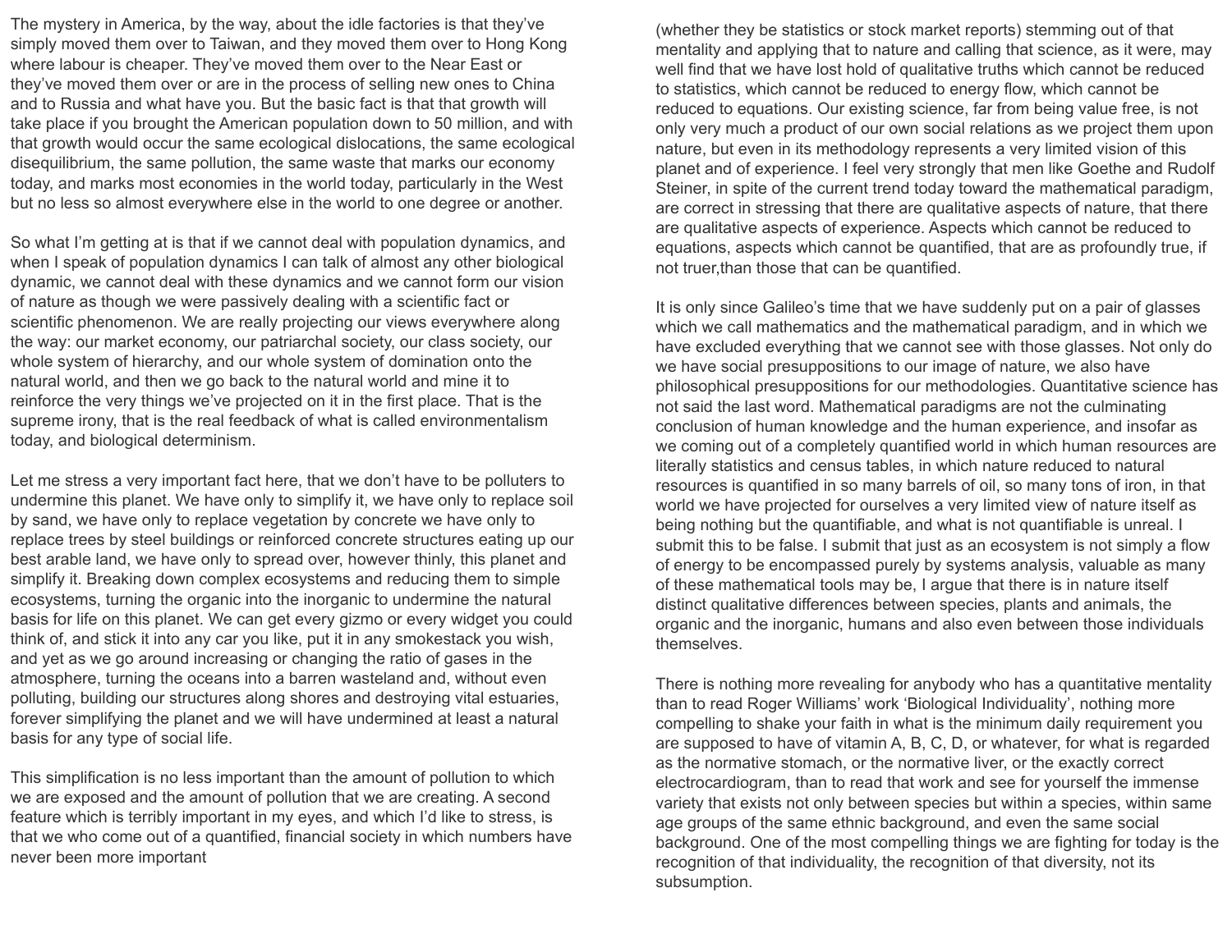The mystery in America, by the way, about the idle factories is that they've simply moved them over to Taiwan, and they moved them over to Hong Kong where labour is cheaper. They've moved them over to the Near East or they've moved them over or are in the process of selling new ones to China and to Russia and what have you. But the basic fact is that that growth will take place if you brought the American population down to 50 million, and with that growth would occur the same ecological dislocations, the same ecological disequilibrium, the same pollution, the same waste that marks our economy today, and marks most economies in the world today, particularly in the West but no less so almost everywhere else in the world to one degree or another.

So what I'm getting at is that if we cannot deal with population dynamics, and when I speak of population dynamics I can talk of almost any other biological dynamic, we cannot deal with these dynamics and we cannot form our vision of nature as though we were passively dealing with a scientific fact or scientific phenomenon. We are really projecting our views everywhere along the way: our market economy, our patriarchal society, our class society, our whole system of hierarchy, and our whole system of domination onto the natural world, and then we go back to the natural world and mine it to reinforce the very things we've projected on it in the first place. That is the supreme irony, that is the real feedback of what is called environmentalism today, and biological determinism.

Let me stress a very important fact here, that we don't have to be polluters to undermine this planet. We have only to simplify it, we have only to replace soil by sand, we have only to replace vegetation by concrete we have only to replace trees by steel buildings or reinforced concrete structures eating up our best arable land, we have only to spread over, however thinly, this planet and simplify it. Breaking down complex ecosystems and reducing them to simple ecosystems, turning the organic into the inorganic to undermine the natural basis for life on this planet. We can get every gizmo or every widget you could think of, and stick it into any car you like, put it in any smokestack you wish, and yet as we go around increasing or changing the ratio of gases in the atmosphere, turning the oceans into a barren wasteland and, without even polluting, building our structures along shores and destroying vital estuaries, forever simplifying the planet and we will have undermined at least a natural basis for any type of social life.

This simplification is no less important than the amount of pollution to which we are exposed and the amount of pollution that we are creating. A second feature which is terribly important in my eyes, and which I'd like to stress, is that we who come out of a quantified, financial society in which numbers have never been more important (whether they be statistics or stock market reports) stemming out of that mentality and applying that to nature and calling that science, as it were, may well find that we have lost hold of qualitative truths which cannot be reduced to statistics, which cannot be reduced to energy flow, which cannot be reduced to equations. Our existing science, far from being value free, is not only very much a product of our own social relations as we project them upon nature, but even in its methodology represents a very limited vision of this planet and of experience. I feel very strongly that men like Goethe and Rudolf Steiner, in spite of the current trend today toward the mathematical paradigm, are correct in stressing that there are qualitative aspects of nature, that there are qualitative aspects of experience. Aspects which cannot be reduced to equations, aspects which cannot be quantified, that are as profoundly true, if not truer,than those that can be quantified.

It is only since Galileo's time that we have suddenly put on a pair of glasses which we call mathematics and the mathematical paradigm, and in which we have excluded everything that we cannot see with those glasses. Not only do we have social presuppositions to our image of nature, we also have philosophical presuppositions for our methodologies. Quantitative science has not said the last word. Mathematical paradigms are not the culminating conclusion of human knowledge and the human experience, and insofar as we coming out of a completely quantified world in which human resources are literally statistics and census tables, in which nature reduced to natural resources is quantified in so many barrels of oil, so many tons of iron, in that world we have projected for ourselves a very limited view of nature itself as being nothing but the quantifiable, and what is not quantifiable is unreal. I submit this to be false. I submit that just as an ecosystem is not simply a flow of energy to be encompassed purely by systems analysis, valuable as many of these mathematical tools may be, I argue that there is in nature itself distinct qualitative differences between species, plants and animals, the organic and the inorganic, humans and also even between those individuals themselves.

There is nothing more revealing for anybody who has a quantitative mentality than to read Roger Williams' work 'Biological Individuality', nothing more compelling to shake your faith in what is the minimum daily requirement you are supposed to have of vitamin A, B, C, D, or whatever, for what is regarded as the normative stomach, or the normative liver, or the exactly correct electrocardiogram, than to read that work and see for yourself the immense variety that exists not only between species but within a species, within same age groups of the same ethnic background, and even the same social background. One of the most compelling things we are fighting for today is the recognition of that individuality, the recognition of that diversity, not its subsumption.